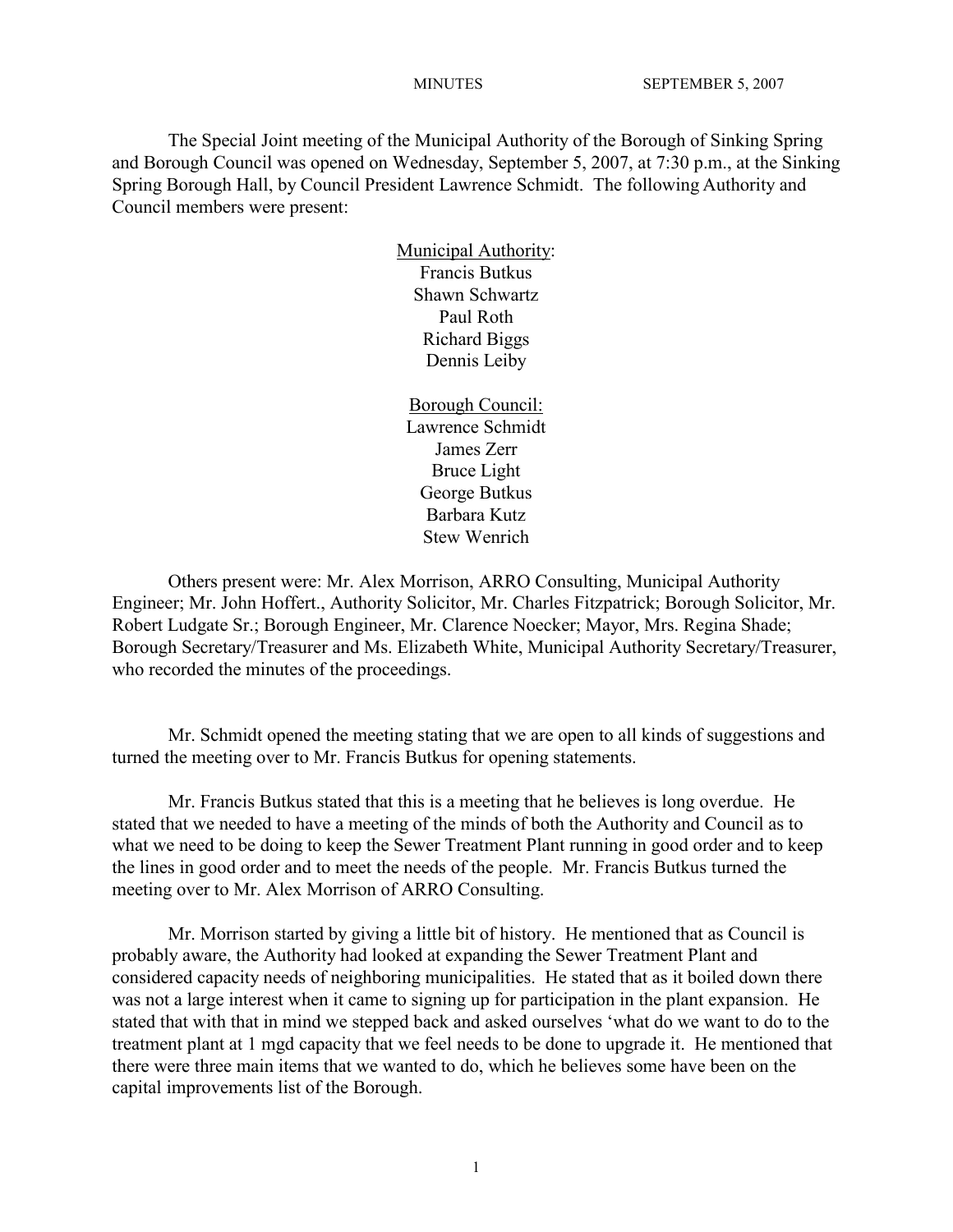MINUTES SEPTEMBER 5, 2007

The Special Joint meeting of the Municipal Authority of the Borough of Sinking Spring and Borough Council was opened on Wednesday, September 5, 2007, at 7:30 p.m., at the Sinking Spring Borough Hall, by Council President Lawrence Schmidt. The following Authority and Council members were present:

<u>Municipal Authority</u>:
Francis Butkus
Shawn Schwartz
Paul Roth
Richard Biggs
Dennis Leiby

<u>Borough Council:</u>
Lawrence Schmidt
James Zerr
Bruce Light
George Butkus
Barbara Kutz
Stew Wenrich

Others present were: Mr. Alex Morrison, ARRO Consulting, Municipal Authority Engineer; Mr. John Hoffert., Authority Solicitor, Mr. Charles Fitzpatrick; Borough Solicitor, Mr. Robert Ludgate Sr.; Borough Engineer, Mr. Clarence Noecker; Mayor, Mrs. Regina Shade; Borough Secretary/Treasurer and Ms. Elizabeth White, Municipal Authority Secretary/Treasurer, who recorded the minutes of the proceedings.

Mr. Schmidt opened the meeting stating that we are open to all kinds of suggestions and turned the meeting over to Mr. Francis Butkus for opening statements.

Mr. Francis Butkus stated that this is a meeting that he believes is long overdue. He stated that we needed to have a meeting of the minds of both the Authority and Council as to what we need to be doing to keep the Sewer Treatment Plant running in good order and to keep the lines in good order and to meet the needs of the people. Mr. Francis Butkus turned the meeting over to Mr. Alex Morrison of ARRO Consulting.

Mr. Morrison started by giving a little bit of history. He mentioned that as Council is probably aware, the Authority had looked at expanding the Sewer Treatment Plant and considered capacity needs of neighboring municipalities. He stated that as it boiled down there was not a large interest when it came to signing up for participation in the plant expansion. He stated that with that in mind we stepped back and asked ourselves 'what do we want to do to the treatment plant at 1 mgd capacity that we feel needs to be done to upgrade it. He mentioned that there were three main items that we wanted to do, which he believes some have been on the capital improvements list of the Borough.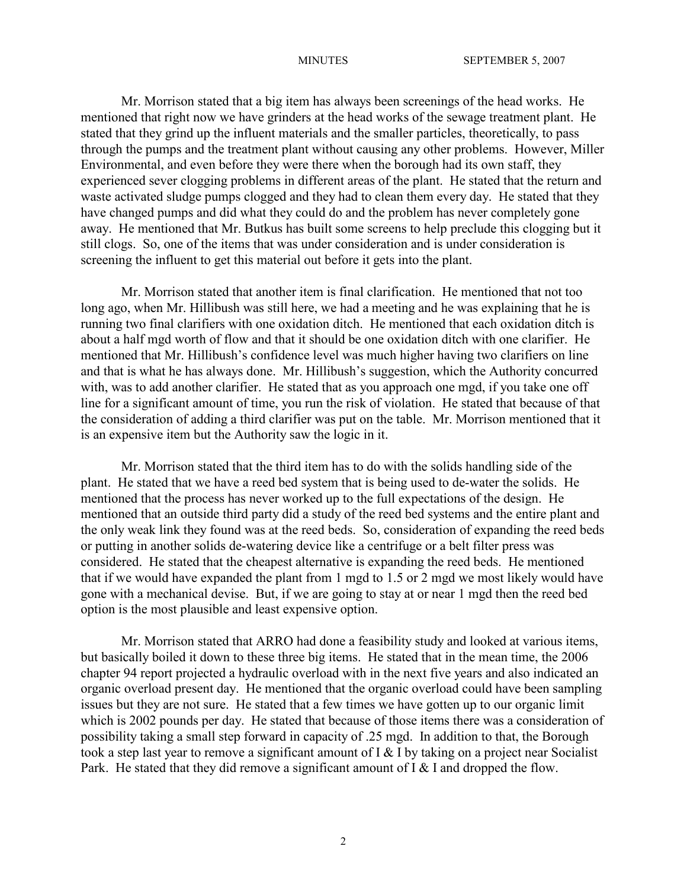Mr. Morrison stated that a big item has always been screenings of the head works. He mentioned that right now we have grinders at the head works of the sewage treatment plant. He stated that they grind up the influent materials and the smaller particles, theoretically, to pass through the pumps and the treatment plant without causing any other problems. However, Miller Environmental, and even before they were there when the borough had its own staff, they experienced sever clogging problems in different areas of the plant. He stated that the return and waste activated sludge pumps clogged and they had to clean them every day. He stated that they have changed pumps and did what they could do and the problem has never completely gone away. He mentioned that Mr. Butkus has built some screens to help preclude this clogging but it still clogs. So, one of the items that was under consideration and is under consideration is screening the influent to get this material out before it gets into the plant.

Mr. Morrison stated that another item is final clarification. He mentioned that not too long ago, when Mr. Hillibush was still here, we had a meeting and he was explaining that he is running two final clarifiers with one oxidation ditch. He mentioned that each oxidation ditch is about a half mgd worth of flow and that it should be one oxidation ditch with one clarifier. He mentioned that Mr. Hillibush's confidence level was much higher having two clarifiers on line and that is what he has always done. Mr. Hillibush's suggestion, which the Authority concurred with, was to add another clarifier. He stated that as you approach one mgd, if you take one off line for a significant amount of time, you run the risk of violation. He stated that because of that the consideration of adding a third clarifier was put on the table. Mr. Morrison mentioned that it is an expensive item but the Authority saw the logic in it.

Mr. Morrison stated that the third item has to do with the solids handling side of the plant. He stated that we have a reed bed system that is being used to de-water the solids. He mentioned that the process has never worked up to the full expectations of the design. He mentioned that an outside third party did a study of the reed bed systems and the entire plant and the only weak link they found was at the reed beds. So, consideration of expanding the reed beds or putting in another solids de-watering device like a centrifuge or a belt filter press was considered. He stated that the cheapest alternative is expanding the reed beds. He mentioned that if we would have expanded the plant from 1 mgd to 1.5 or 2 mgd we most likely would have gone with a mechanical devise. But, if we are going to stay at or near 1 mgd then the reed bed option is the most plausible and least expensive option.

Mr. Morrison stated that ARRO had done a feasibility study and looked at various items, but basically boiled it down to these three big items. He stated that in the mean time, the 2006 chapter 94 report projected a hydraulic overload with in the next five years and also indicated an organic overload present day. He mentioned that the organic overload could have been sampling issues but they are not sure. He stated that a few times we have gotten up to our organic limit which is 2002 pounds per day. He stated that because of those items there was a consideration of possibility taking a small step forward in capacity of .25 mgd. In addition to that, the Borough took a step last year to remove a significant amount of I & I by taking on a project near Socialist Park. He stated that they did remove a significant amount of I & I and dropped the flow.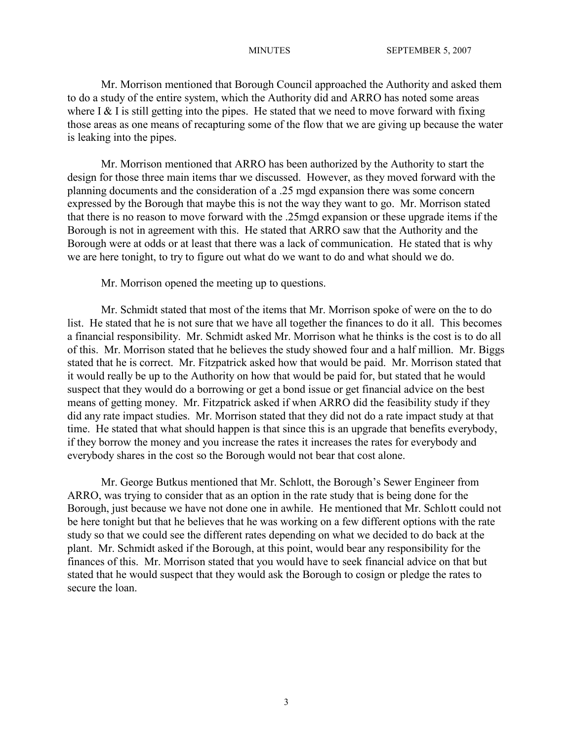Mr. Morrison mentioned that Borough Council approached the Authority and asked them to do a study of the entire system, which the Authority did and ARRO has noted some areas where I & I is still getting into the pipes. He stated that we need to move forward with fixing those areas as one means of recapturing some of the flow that we are giving up because the water is leaking into the pipes.

Mr. Morrison mentioned that ARRO has been authorized by the Authority to start the design for those three main items thar we discussed. However, as they moved forward with the planning documents and the consideration of a .25 mgd expansion there was some concern expressed by the Borough that maybe this is not the way they want to go. Mr. Morrison stated that there is no reason to move forward with the .25mgd expansion or these upgrade items if the Borough is not in agreement with this. He stated that ARRO saw that the Authority and the Borough were at odds or at least that there was a lack of communication. He stated that is why we are here tonight, to try to figure out what do we want to do and what should we do.

Mr. Morrison opened the meeting up to questions.

Mr. Schmidt stated that most of the items that Mr. Morrison spoke of were on the to do list. He stated that he is not sure that we have all together the finances to do it all. This becomes a financial responsibility. Mr. Schmidt asked Mr. Morrison what he thinks is the cost is to do all of this. Mr. Morrison stated that he believes the study showed four and a half million. Mr. Biggs stated that he is correct. Mr. Fitzpatrick asked how that would be paid. Mr. Morrison stated that it would really be up to the Authority on how that would be paid for, but stated that he would suspect that they would do a borrowing or get a bond issue or get financial advice on the best means of getting money. Mr. Fitzpatrick asked if when ARRO did the feasibility study if they did any rate impact studies. Mr. Morrison stated that they did not do a rate impact study at that time. He stated that what should happen is that since this is an upgrade that benefits everybody, if they borrow the money and you increase the rates it increases the rates for everybody and everybody shares in the cost so the Borough would not bear that cost alone.

Mr. George Butkus mentioned that Mr. Schlott, the Borough's Sewer Engineer from ARRO, was trying to consider that as an option in the rate study that is being done for the Borough, just because we have not done one in awhile. He mentioned that Mr. Schlott could not be here tonight but that he believes that he was working on a few different options with the rate study so that we could see the different rates depending on what we decided to do back at the plant. Mr. Schmidt asked if the Borough, at this point, would bear any responsibility for the finances of this. Mr. Morrison stated that you would have to seek financial advice on that but stated that he would suspect that they would ask the Borough to cosign or pledge the rates to secure the loan.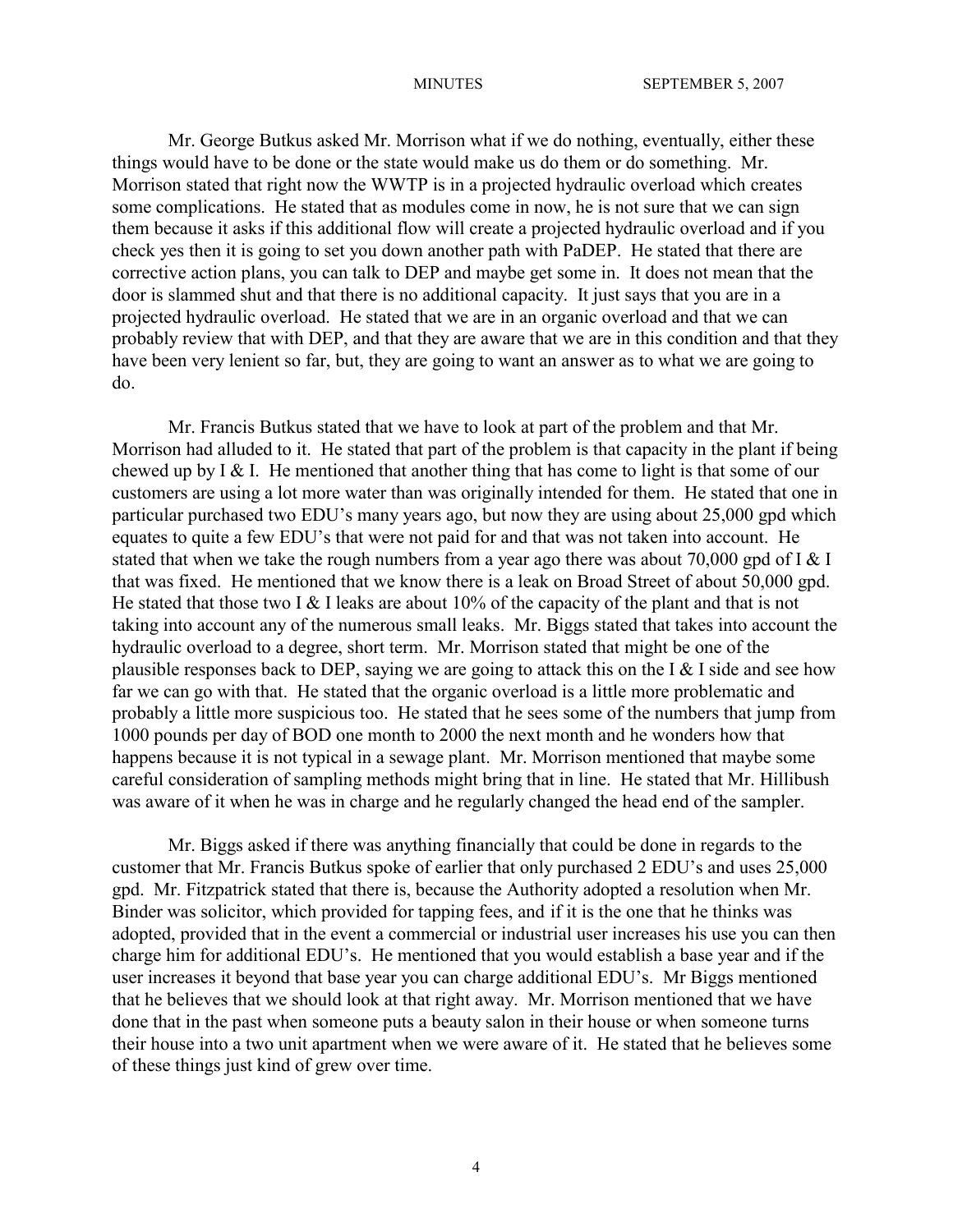Mr. George Butkus asked Mr. Morrison what if we do nothing, eventually, either these things would have to be done or the state would make us do them or do something. Mr. Morrison stated that right now the WWTP is in a projected hydraulic overload which creates some complications. He stated that as modules come in now, he is not sure that we can sign them because it asks if this additional flow will create a projected hydraulic overload and if you check yes then it is going to set you down another path with PaDEP. He stated that there are corrective action plans, you can talk to DEP and maybe get some in. It does not mean that the door is slammed shut and that there is no additional capacity. It just says that you are in a projected hydraulic overload. He stated that we are in an organic overload and that we can probably review that with DEP, and that they are aware that we are in this condition and that they have been very lenient so far, but, they are going to want an answer as to what we are going to do.

Mr. Francis Butkus stated that we have to look at part of the problem and that Mr. Morrison had alluded to it. He stated that part of the problem is that capacity in the plant if being chewed up by I & I. He mentioned that another thing that has come to light is that some of our customers are using a lot more water than was originally intended for them. He stated that one in particular purchased two EDU's many years ago, but now they are using about 25,000 gpd which equates to quite a few EDU's that were not paid for and that was not taken into account. He stated that when we take the rough numbers from a year ago there was about 70,000 gpd of I & I that was fixed. He mentioned that we know there is a leak on Broad Street of about 50,000 gpd. He stated that those two I & I leaks are about 10% of the capacity of the plant and that is not taking into account any of the numerous small leaks. Mr. Biggs stated that takes into account the hydraulic overload to a degree, short term. Mr. Morrison stated that might be one of the plausible responses back to DEP, saying we are going to attack this on the I & I side and see how far we can go with that. He stated that the organic overload is a little more problematic and probably a little more suspicious too. He stated that he sees some of the numbers that jump from 1000 pounds per day of BOD one month to 2000 the next month and he wonders how that happens because it is not typical in a sewage plant. Mr. Morrison mentioned that maybe some careful consideration of sampling methods might bring that in line. He stated that Mr. Hillibush was aware of it when he was in charge and he regularly changed the head end of the sampler.

Mr. Biggs asked if there was anything financially that could be done in regards to the customer that Mr. Francis Butkus spoke of earlier that only purchased 2 EDU's and uses 25,000 gpd. Mr. Fitzpatrick stated that there is, because the Authority adopted a resolution when Mr. Binder was solicitor, which provided for tapping fees, and if it is the one that he thinks was adopted, provided that in the event a commercial or industrial user increases his use you can then charge him for additional EDU's. He mentioned that you would establish a base year and if the user increases it beyond that base year you can charge additional EDU's. Mr Biggs mentioned that he believes that we should look at that right away. Mr. Morrison mentioned that we have done that in the past when someone puts a beauty salon in their house or when someone turns their house into a two unit apartment when we were aware of it. He stated that he believes some of these things just kind of grew over time.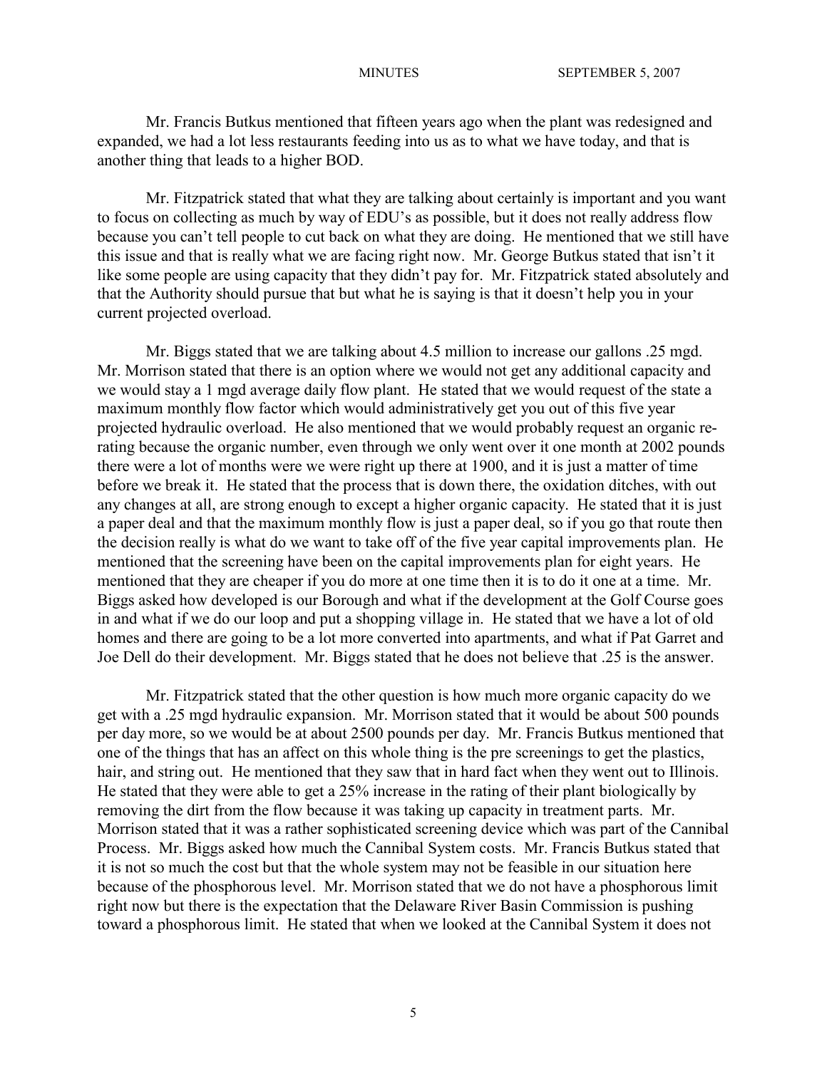Mr. Francis Butkus mentioned that fifteen years ago when the plant was redesigned and expanded, we had a lot less restaurants feeding into us as to what we have today, and that is another thing that leads to a higher BOD.

Mr. Fitzpatrick stated that what they are talking about certainly is important and you want to focus on collecting as much by way of EDU's as possible, but it does not really address flow because you can't tell people to cut back on what they are doing. He mentioned that we still have this issue and that is really what we are facing right now. Mr. George Butkus stated that isn't it like some people are using capacity that they didn't pay for. Mr. Fitzpatrick stated absolutely and that the Authority should pursue that but what he is saying is that it doesn't help you in your current projected overload.

Mr. Biggs stated that we are talking about 4.5 million to increase our gallons .25 mgd. Mr. Morrison stated that there is an option where we would not get any additional capacity and we would stay a 1 mgd average daily flow plant. He stated that we would request of the state a maximum monthly flow factor which would administratively get you out of this five year projected hydraulic overload. He also mentioned that we would probably request an organic re-rating because the organic number, even through we only went over it one month at 2002 pounds there were a lot of months were we were right up there at 1900, and it is just a matter of time before we break it. He stated that the process that is down there, the oxidation ditches, with out any changes at all, are strong enough to except a higher organic capacity. He stated that it is just a paper deal and that the maximum monthly flow is just a paper deal, so if you go that route then the decision really is what do we want to take off of the five year capital improvements plan. He mentioned that the screening have been on the capital improvements plan for eight years. He mentioned that they are cheaper if you do more at one time then it is to do it one at a time. Mr. Biggs asked how developed is our Borough and what if the development at the Golf Course goes in and what if we do our loop and put a shopping village in. He stated that we have a lot of old homes and there are going to be a lot more converted into apartments, and what if Pat Garret and Joe Dell do their development. Mr. Biggs stated that he does not believe that .25 is the answer.

Mr. Fitzpatrick stated that the other question is how much more organic capacity do we get with a .25 mgd hydraulic expansion. Mr. Morrison stated that it would be about 500 pounds per day more, so we would be at about 2500 pounds per day. Mr. Francis Butkus mentioned that one of the things that has an affect on this whole thing is the pre screenings to get the plastics, hair, and string out. He mentioned that they saw that in hard fact when they went out to Illinois. He stated that they were able to get a 25% increase in the rating of their plant biologically by removing the dirt from the flow because it was taking up capacity in treatment parts. Mr. Morrison stated that it was a rather sophisticated screening device which was part of the Cannibal Process. Mr. Biggs asked how much the Cannibal System costs. Mr. Francis Butkus stated that it is not so much the cost but that the whole system may not be feasible in our situation here because of the phosphorous level. Mr. Morrison stated that we do not have a phosphorous limit right now but there is the expectation that the Delaware River Basin Commission is pushing toward a phosphorous limit. He stated that when we looked at the Cannibal System it does not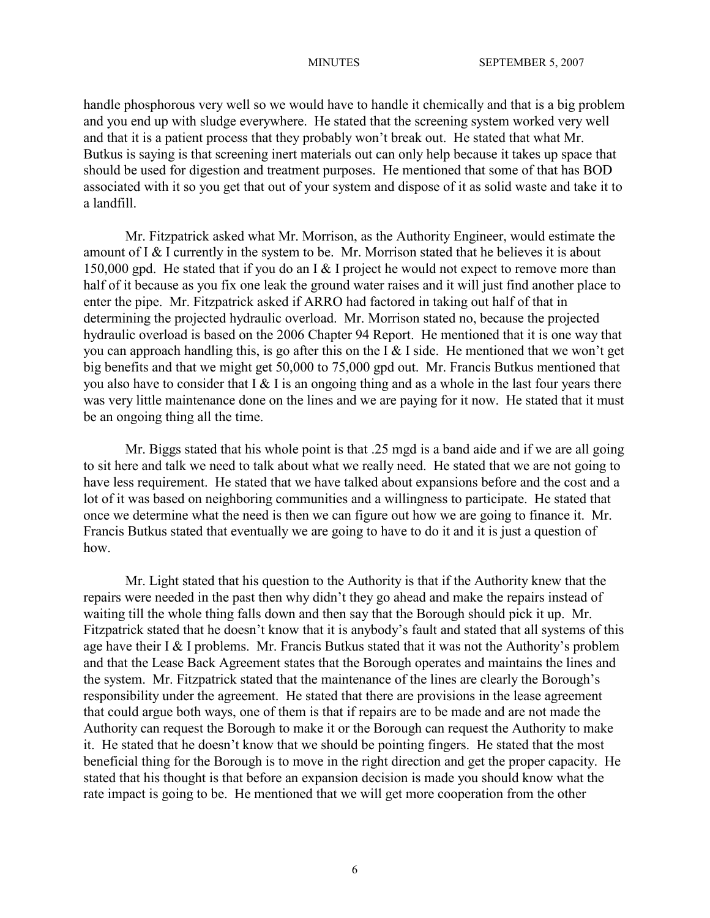handle phosphorous very well so we would have to handle it chemically and that is a big problem and you end up with sludge everywhere. He stated that the screening system worked very well and that it is a patient process that they probably won't break out. He stated that what Mr. Butkus is saying is that screening inert materials out can only help because it takes up space that should be used for digestion and treatment purposes. He mentioned that some of that has BOD associated with it so you get that out of your system and dispose of it as solid waste and take it to a landfill.

Mr. Fitzpatrick asked what Mr. Morrison, as the Authority Engineer, would estimate the amount of I & I currently in the system to be. Mr. Morrison stated that he believes it is about 150,000 gpd. He stated that if you do an I & I project he would not expect to remove more than half of it because as you fix one leak the ground water raises and it will just find another place to enter the pipe. Mr. Fitzpatrick asked if ARRO had factored in taking out half of that in determining the projected hydraulic overload. Mr. Morrison stated no, because the projected hydraulic overload is based on the 2006 Chapter 94 Report. He mentioned that it is one way that you can approach handling this, is go after this on the I & I side. He mentioned that we won't get big benefits and that we might get 50,000 to 75,000 gpd out. Mr. Francis Butkus mentioned that you also have to consider that I & I is an ongoing thing and as a whole in the last four years there was very little maintenance done on the lines and we are paying for it now. He stated that it must be an ongoing thing all the time.

Mr. Biggs stated that his whole point is that .25 mgd is a band aide and if we are all going to sit here and talk we need to talk about what we really need. He stated that we are not going to have less requirement. He stated that we have talked about expansions before and the cost and a lot of it was based on neighboring communities and a willingness to participate. He stated that once we determine what the need is then we can figure out how we are going to finance it. Mr. Francis Butkus stated that eventually we are going to have to do it and it is just a question of how.

Mr. Light stated that his question to the Authority is that if the Authority knew that the repairs were needed in the past then why didn't they go ahead and make the repairs instead of waiting till the whole thing falls down and then say that the Borough should pick it up. Mr. Fitzpatrick stated that he doesn't know that it is anybody's fault and stated that all systems of this age have their I & I problems. Mr. Francis Butkus stated that it was not the Authority's problem and that the Lease Back Agreement states that the Borough operates and maintains the lines and the system. Mr. Fitzpatrick stated that the maintenance of the lines are clearly the Borough's responsibility under the agreement. He stated that there are provisions in the lease agreement that could argue both ways, one of them is that if repairs are to be made and are not made the Authority can request the Borough to make it or the Borough can request the Authority to make it. He stated that he doesn't know that we should be pointing fingers. He stated that the most beneficial thing for the Borough is to move in the right direction and get the proper capacity. He stated that his thought is that before an expansion decision is made you should know what the rate impact is going to be. He mentioned that we will get more cooperation from the other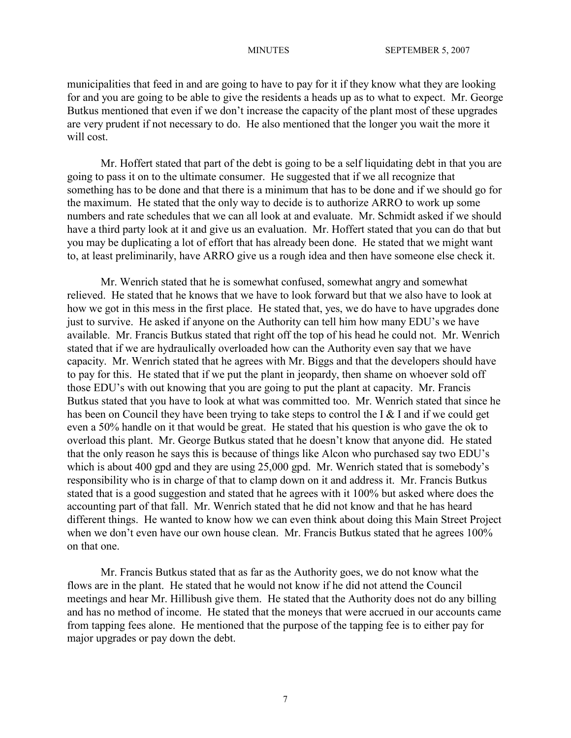municipalities that feed in and are going to have to pay for it if they know what they are looking for and you are going to be able to give the residents a heads up as to what to expect. Mr. George Butkus mentioned that even if we don't increase the capacity of the plant most of these upgrades are very prudent if not necessary to do. He also mentioned that the longer you wait the more it will cost.

Mr. Hoffert stated that part of the debt is going to be a self liquidating debt in that you are going to pass it on to the ultimate consumer. He suggested that if we all recognize that something has to be done and that there is a minimum that has to be done and if we should go for the maximum. He stated that the only way to decide is to authorize ARRO to work up some numbers and rate schedules that we can all look at and evaluate. Mr. Schmidt asked if we should have a third party look at it and give us an evaluation. Mr. Hoffert stated that you can do that but you may be duplicating a lot of effort that has already been done. He stated that we might want to, at least preliminarily, have ARRO give us a rough idea and then have someone else check it.

Mr. Wenrich stated that he is somewhat confused, somewhat angry and somewhat relieved. He stated that he knows that we have to look forward but that we also have to look at how we got in this mess in the first place. He stated that, yes, we do have to have upgrades done just to survive. He asked if anyone on the Authority can tell him how many EDU's we have available. Mr. Francis Butkus stated that right off the top of his head he could not. Mr. Wenrich stated that if we are hydraulically overloaded how can the Authority even say that we have capacity. Mr. Wenrich stated that he agrees with Mr. Biggs and that the developers should have to pay for this. He stated that if we put the plant in jeopardy, then shame on whoever sold off those EDU's with out knowing that you are going to put the plant at capacity. Mr. Francis Butkus stated that you have to look at what was committed too. Mr. Wenrich stated that since he has been on Council they have been trying to take steps to control the I & I and if we could get even a 50% handle on it that would be great. He stated that his question is who gave the ok to overload this plant. Mr. George Butkus stated that he doesn't know that anyone did. He stated that the only reason he says this is because of things like Alcon who purchased say two EDU's which is about 400 gpd and they are using 25,000 gpd. Mr. Wenrich stated that is somebody's responsibility who is in charge of that to clamp down on it and address it. Mr. Francis Butkus stated that is a good suggestion and stated that he agrees with it 100% but asked where does the accounting part of that fall. Mr. Wenrich stated that he did not know and that he has heard different things. He wanted to know how we can even think about doing this Main Street Project when we don't even have our own house clean. Mr. Francis Butkus stated that he agrees 100% on that one.

Mr. Francis Butkus stated that as far as the Authority goes, we do not know what the flows are in the plant. He stated that he would not know if he did not attend the Council meetings and hear Mr. Hillibush give them. He stated that the Authority does not do any billing and has no method of income. He stated that the moneys that were accrued in our accounts came from tapping fees alone. He mentioned that the purpose of the tapping fee is to either pay for major upgrades or pay down the debt.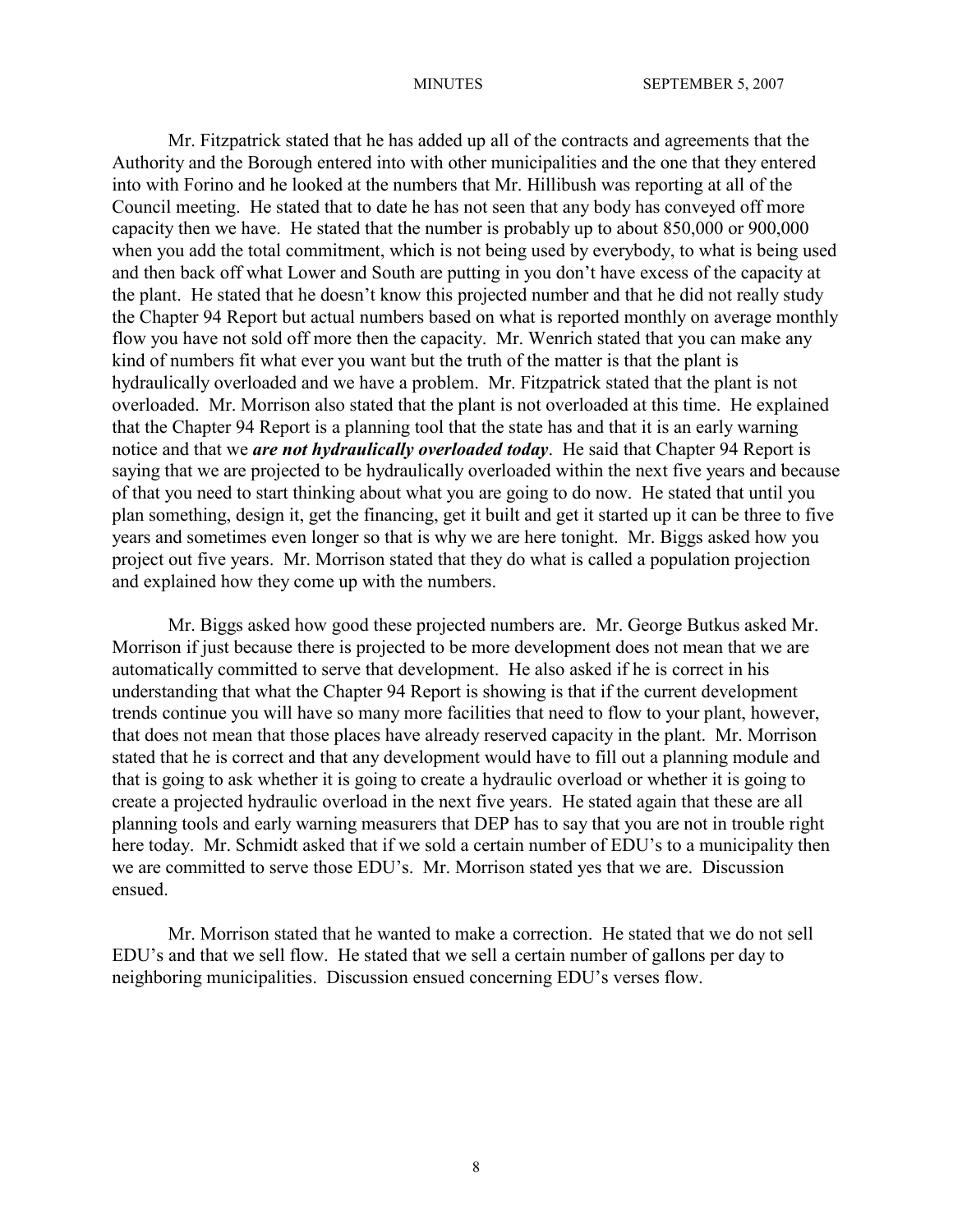Mr. Fitzpatrick stated that he has added up all of the contracts and agreements that the Authority and the Borough entered into with other municipalities and the one that they entered into with Forino and he looked at the numbers that Mr. Hillibush was reporting at all of the Council meeting. He stated that to date he has not seen that any body has conveyed off more capacity then we have. He stated that the number is probably up to about 850,000 or 900,000 when you add the total commitment, which is not being used by everybody, to what is being used and then back off what Lower and South are putting in you don't have excess of the capacity at the plant. He stated that he doesn't know this projected number and that he did not really study the Chapter 94 Report but actual numbers based on what is reported monthly on average monthly flow you have not sold off more then the capacity. Mr. Wenrich stated that you can make any kind of numbers fit what ever you want but the truth of the matter is that the plant is hydraulically overloaded and we have a problem. Mr. Fitzpatrick stated that the plant is not overloaded. Mr. Morrison also stated that the plant is not overloaded at this time. He explained that the Chapter 94 Report is a planning tool that the state has and that it is an early warning notice and that we ***are not hydraulically overloaded today***. He said that Chapter 94 Report is saying that we are projected to be hydraulically overloaded within the next five years and because of that you need to start thinking about what you are going to do now. He stated that until you plan something, design it, get the financing, get it built and get it started up it can be three to five years and sometimes even longer so that is why we are here tonight. Mr. Biggs asked how you project out five years. Mr. Morrison stated that they do what is called a population projection and explained how they come up with the numbers.

Mr. Biggs asked how good these projected numbers are. Mr. George Butkus asked Mr. Morrison if just because there is projected to be more development does not mean that we are automatically committed to serve that development. He also asked if he is correct in his understanding that what the Chapter 94 Report is showing is that if the current development trends continue you will have so many more facilities that need to flow to your plant, however, that does not mean that those places have already reserved capacity in the plant. Mr. Morrison stated that he is correct and that any development would have to fill out a planning module and that is going to ask whether it is going to create a hydraulic overload or whether it is going to create a projected hydraulic overload in the next five years. He stated again that these are all planning tools and early warning measurers that DEP has to say that you are not in trouble right here today. Mr. Schmidt asked that if we sold a certain number of EDU's to a municipality then we are committed to serve those EDU's. Mr. Morrison stated yes that we are. Discussion ensued.

Mr. Morrison stated that he wanted to make a correction. He stated that we do not sell EDU's and that we sell flow. He stated that we sell a certain number of gallons per day to neighboring municipalities. Discussion ensued concerning EDU's verses flow.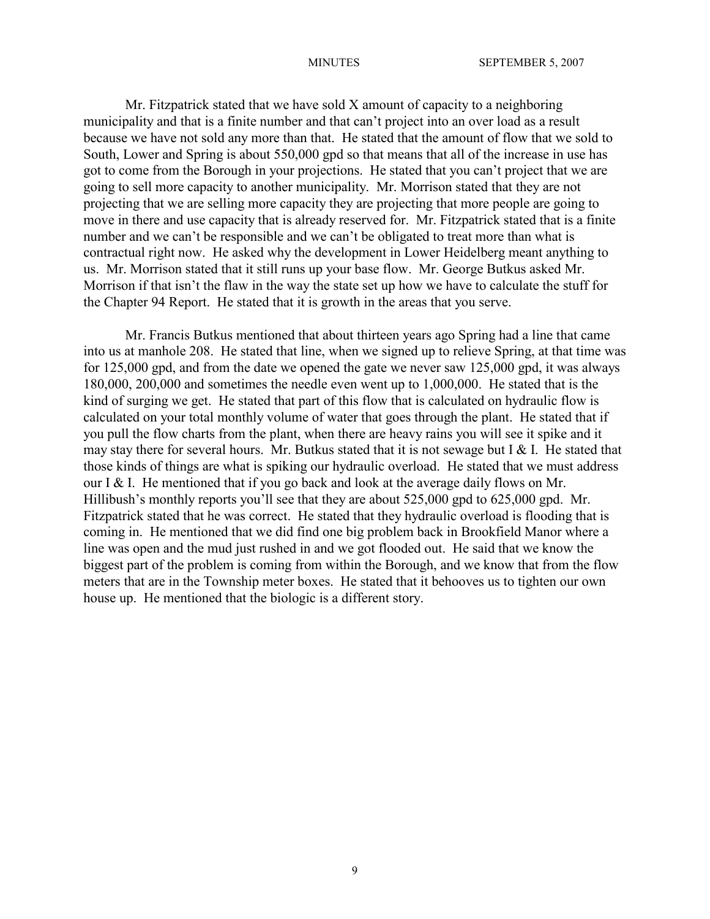Mr. Fitzpatrick stated that we have sold X amount of capacity to a neighboring municipality and that is a finite number and that can't project into an over load as a result because we have not sold any more than that. He stated that the amount of flow that we sold to South, Lower and Spring is about 550,000 gpd so that means that all of the increase in use has got to come from the Borough in your projections. He stated that you can't project that we are going to sell more capacity to another municipality. Mr. Morrison stated that they are not projecting that we are selling more capacity they are projecting that more people are going to move in there and use capacity that is already reserved for. Mr. Fitzpatrick stated that is a finite number and we can't be responsible and we can't be obligated to treat more than what is contractual right now. He asked why the development in Lower Heidelberg meant anything to us. Mr. Morrison stated that it still runs up your base flow. Mr. George Butkus asked Mr. Morrison if that isn't the flaw in the way the state set up how we have to calculate the stuff for the Chapter 94 Report. He stated that it is growth in the areas that you serve.

Mr. Francis Butkus mentioned that about thirteen years ago Spring had a line that came into us at manhole 208. He stated that line, when we signed up to relieve Spring, at that time was for 125,000 gpd, and from the date we opened the gate we never saw 125,000 gpd, it was always 180,000, 200,000 and sometimes the needle even went up to 1,000,000. He stated that is the kind of surging we get. He stated that part of this flow that is calculated on hydraulic flow is calculated on your total monthly volume of water that goes through the plant. He stated that if you pull the flow charts from the plant, when there are heavy rains you will see it spike and it may stay there for several hours. Mr. Butkus stated that it is not sewage but I & I. He stated that those kinds of things are what is spiking our hydraulic overload. He stated that we must address our I & I. He mentioned that if you go back and look at the average daily flows on Mr. Hillibush's monthly reports you'll see that they are about 525,000 gpd to 625,000 gpd. Mr. Fitzpatrick stated that he was correct. He stated that they hydraulic overload is flooding that is coming in. He mentioned that we did find one big problem back in Brookfield Manor where a line was open and the mud just rushed in and we got flooded out. He said that we know the biggest part of the problem is coming from within the Borough, and we know that from the flow meters that are in the Township meter boxes. He stated that it behooves us to tighten our own house up. He mentioned that the biologic is a different story.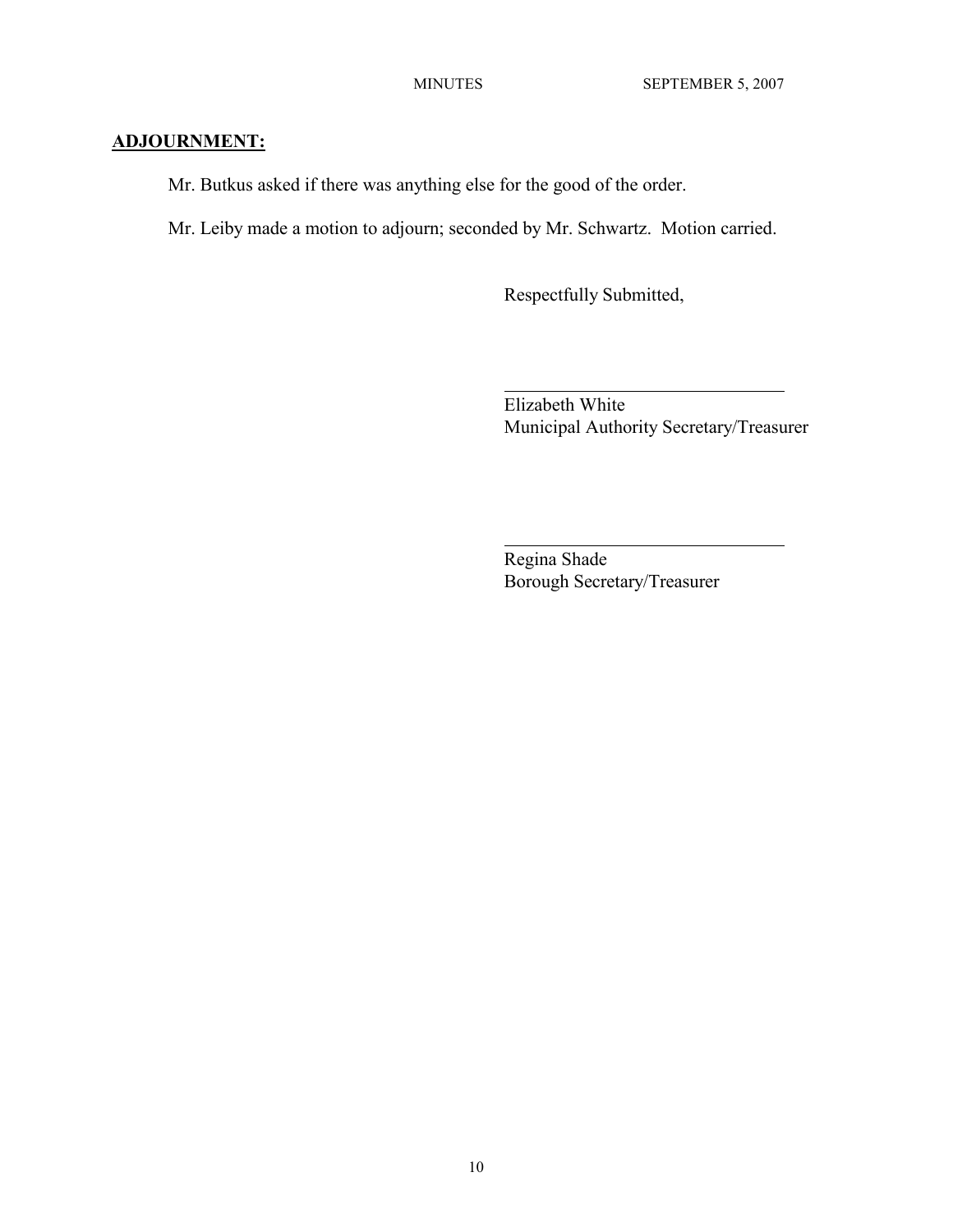**ADJOURNMENT:**

Mr. Butkus asked if there was anything else for the good of the order.

Mr. Leiby made a motion to adjourn; seconded by Mr. Schwartz. Motion carried.

Respectfully Submitted,

\_\_\_\_\_\_\_\_\_\_\_\_\_\_\_\_\_\_\_\_\_\_\_\_\_\_\_\_\_\_

Elizabeth White
Municipal Authority Secretary/Treasurer

\_\_\_\_\_\_\_\_\_\_\_\_\_\_\_\_\_\_\_\_\_\_\_\_\_\_\_\_\_\_

Regina Shade
Borough Secretary/Treasurer